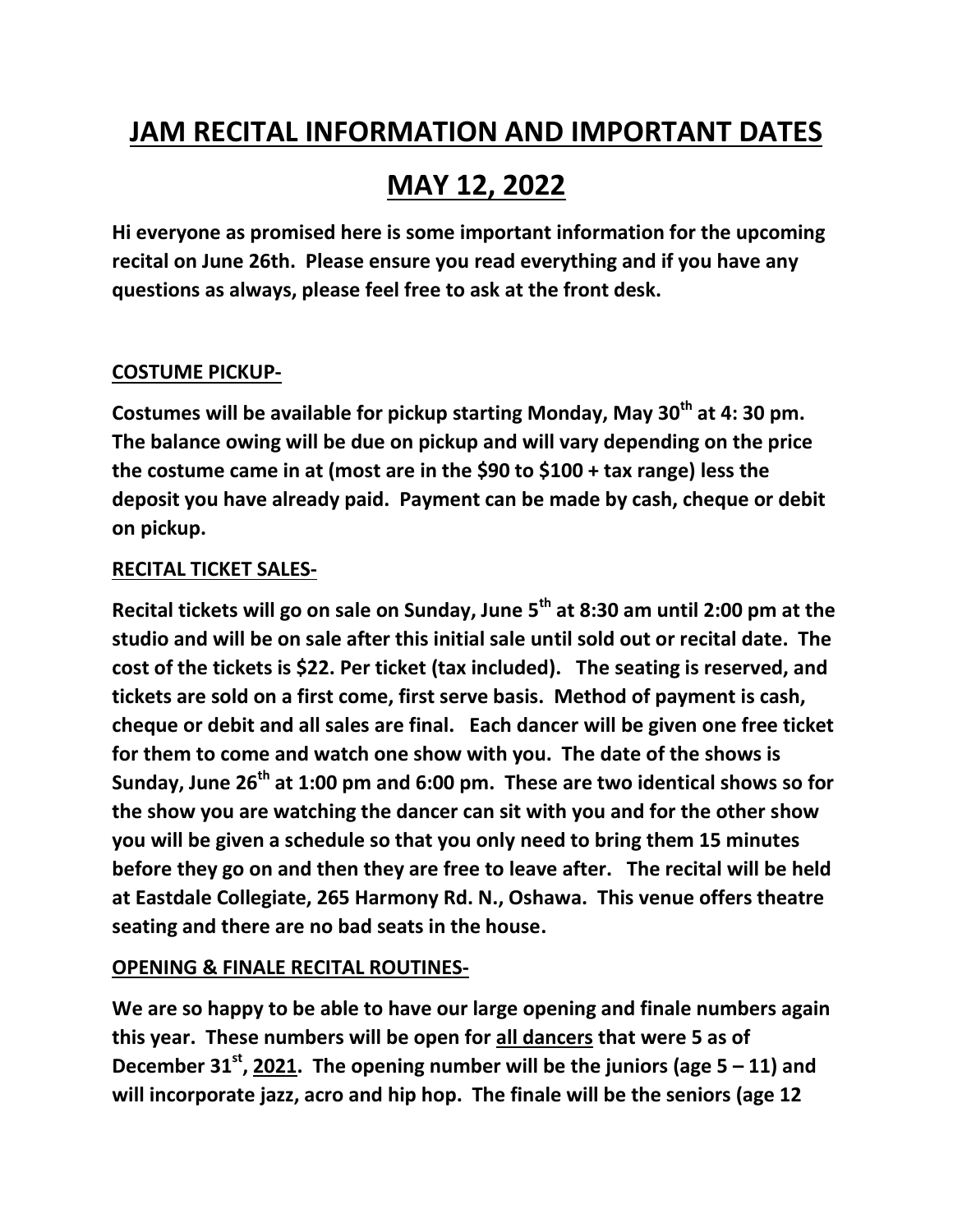# JAM RECITAL INFORMATION AND IMPORTANT DATES

# MAY 12, 2022

**Hi everyone as promised here is some important information for the upcoming recital on June 26th. Please ensure you read everything and if you have any questions as always, please feel free to ask at the front desk.**

**COSTUME PICKUP-**

**Costumes will be available for pickup starting Monday, May 30th at 4: 30 pm. The balance owing will be due on pickup and will vary depending on the price the costume came in at (most are in the $90 to $100 + tax range) less the deposit you have already paid. Payment can be made by cash, cheque or debit on pickup.**

**RECITAL TICKET SALES-**

**Recital tickets will go on sale on Sunday, June 5th at 8:30 am until 2:00 pm at the studio and will be on sale after this initial sale until sold out or recital date. The cost of the tickets is $22. Per ticket (tax included). The seating is reserved, and tickets are sold on a first come, first serve basis. Method of payment is cash, cheque or debit and all sales are final. Each dancer will be given one free ticket for them to come and watch one show with you. The date of the shows is Sunday, June 26th at 1:00 pm and 6:00 pm. These are two identical shows so for the show you are watching the dancer can sit with you and for the other show you will be given a schedule so that you only need to bring them 15 minutes before they go on and then they are free to leave after. The recital will be held at Eastdale Collegiate, 265 Harmony Rd. N., Oshawa. This venue offers theatre seating and there are no bad seats in the house.**

**OPENING & FINALE RECITAL ROUTINES-**

**We are so happy to be able to have our large opening and finale numbers again this year. These numbers will be open for all dancers that were 5 as of December 31st, 2021. The opening number will be the juniors (age 5 – 11) and will incorporate jazz, acro and hip hop. The finale will be the seniors (age 12**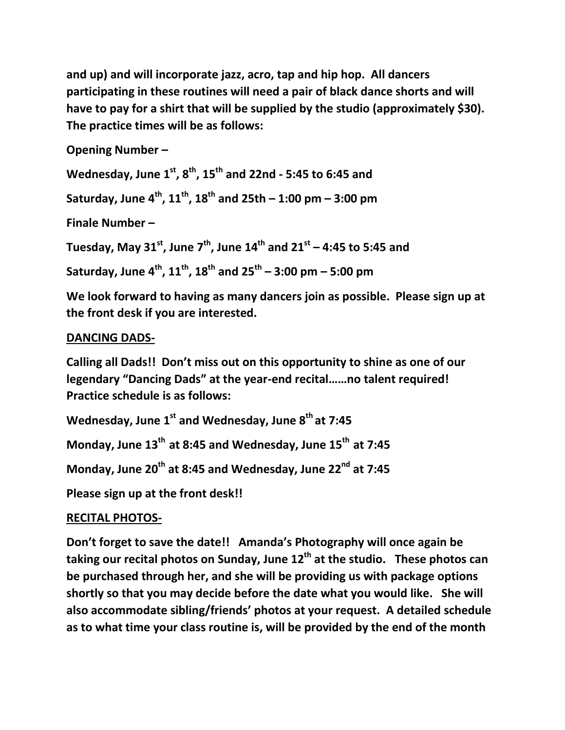**and up) and will incorporate jazz, acro, tap and hip hop. All dancers participating in these routines will need a pair of black dance shorts and will have to pay for a shirt that will be supplied by the studio (approximately $30). The practice times will be as follows:**

**Opening Number –**

**Wednesday, June 1st, 8th, 15th and 22nd - 5:45 to 6:45 and**

**Saturday, June 4th, 11th, 18th and 25th – 1:00 pm – 3:00 pm**

**Finale Number –**

**Tuesday, May 31st, June 7th, June 14th and 21st – 4:45 to 5:45 and**

**Saturday, June 4th, 11th, 18th and 25th – 3:00 pm – 5:00 pm**

**We look forward to having as many dancers join as possible. Please sign up at the front desk if you are interested.**

## DANCING DADS-

**Calling all Dads!! Don't miss out on this opportunity to shine as one of our legendary "Dancing Dads" at the year-end recital……no talent required! Practice schedule is as follows:**

**Wednesday, June 1st and Wednesday, June 8th at 7:45**

**Monday, June 13th at 8:45 and Wednesday, June 15th at 7:45**

**Monday, June 20th at 8:45 and Wednesday, June 22nd at 7:45**

**Please sign up at the front desk!!**

## RECITAL PHOTOS-

**Don't forget to save the date!! Amanda's Photography will once again be taking our recital photos on Sunday, June 12th at the studio. These photos can be purchased through her, and she will be providing us with package options shortly so that you may decide before the date what you would like. She will also accommodate sibling/friends' photos at your request. A detailed schedule as to what time your class routine is, will be provided by the end of the month**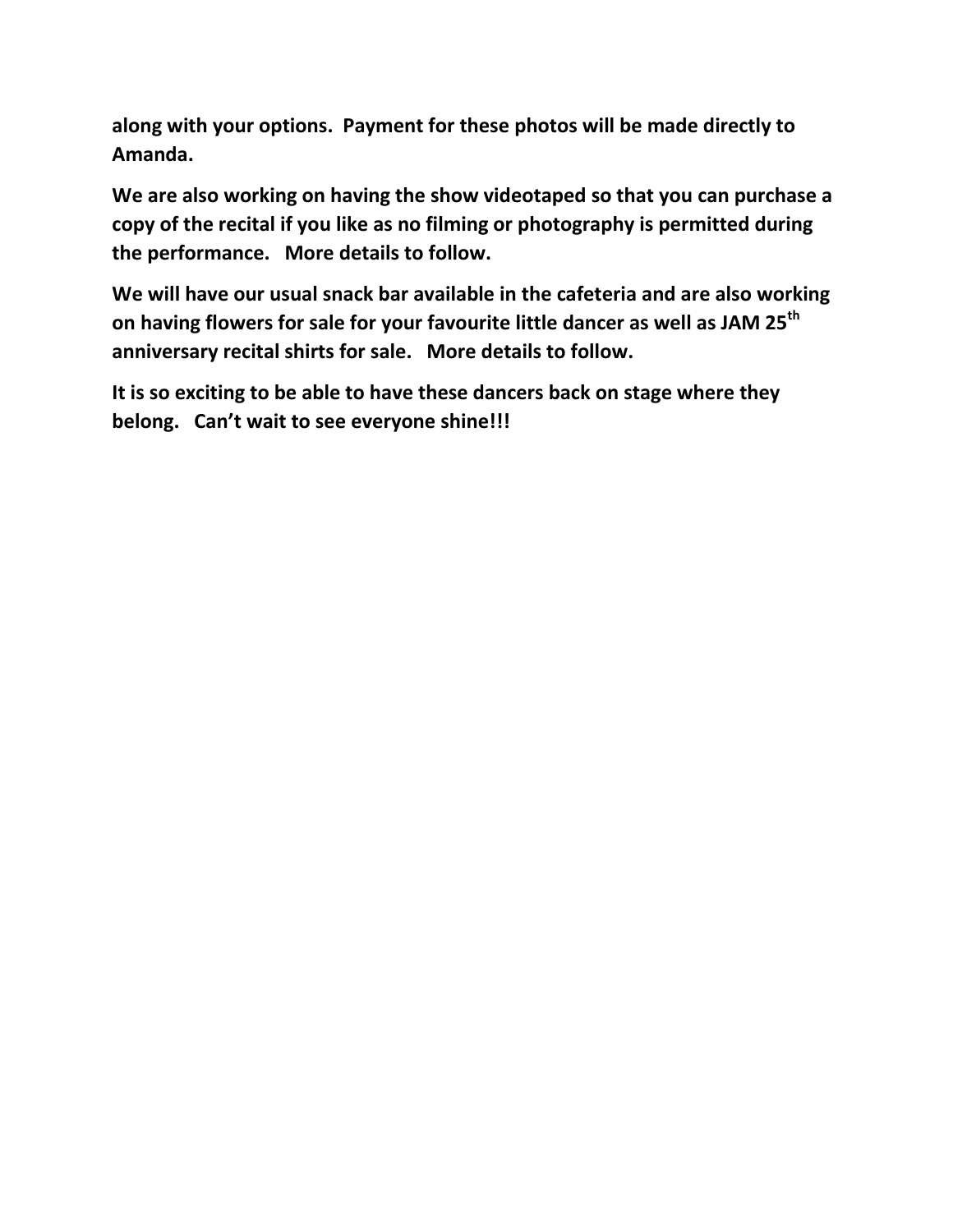**along with your options. Payment for these photos will be made directly to Amanda.**

**We are also working on having the show videotaped so that you can purchase a copy of the recital if you like as no filming or photography is permitted during the performance. More details to follow.**

**We will have our usual snack bar available in the cafeteria and are also working on having flowers for sale for your favourite little dancer as well as JAM 25th anniversary recital shirts for sale. More details to follow.**

**It is so exciting to be able to have these dancers back on stage where they belong. Can't wait to see everyone shine!!!**